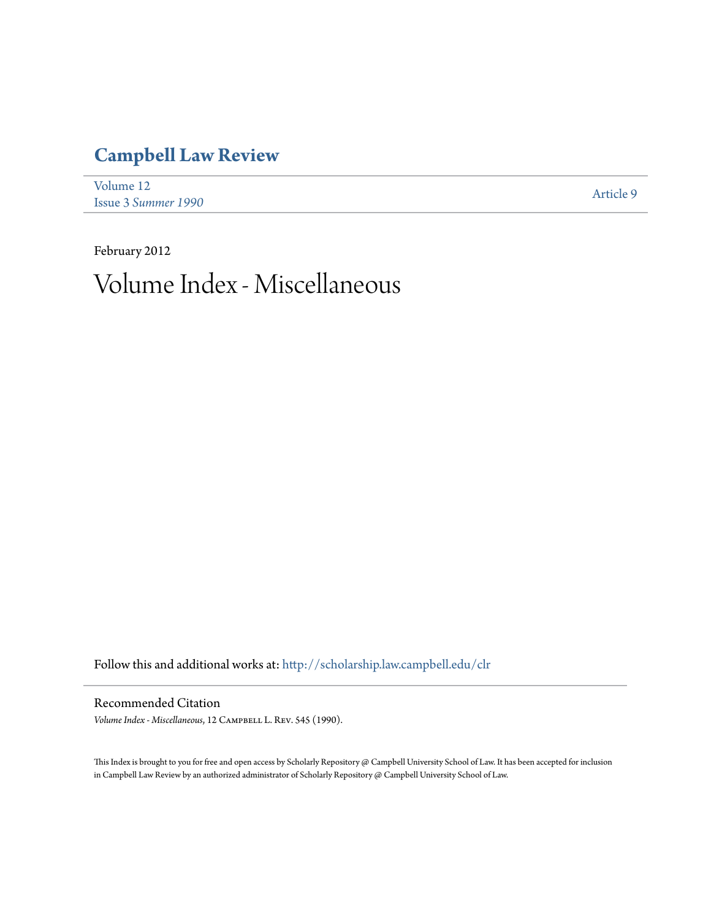# Campbell Law Review

Volume 12
Issue 3 *Summer 1990*

Article 9

February 2012

# Volume Index - Miscellaneous

Follow this and additional works at: http://scholarship.law.campbell.edu/clr

## Recommended Citation

*Volume Index - Miscellaneous*, 12 Campbell L. Rev. 545 (1990).

This Index is brought to you for free and open access by Scholarly Repository @ Campbell University School of Law. It has been accepted for inclusion in Campbell Law Review by an authorized administrator of Scholarly Repository @ Campbell University School of Law.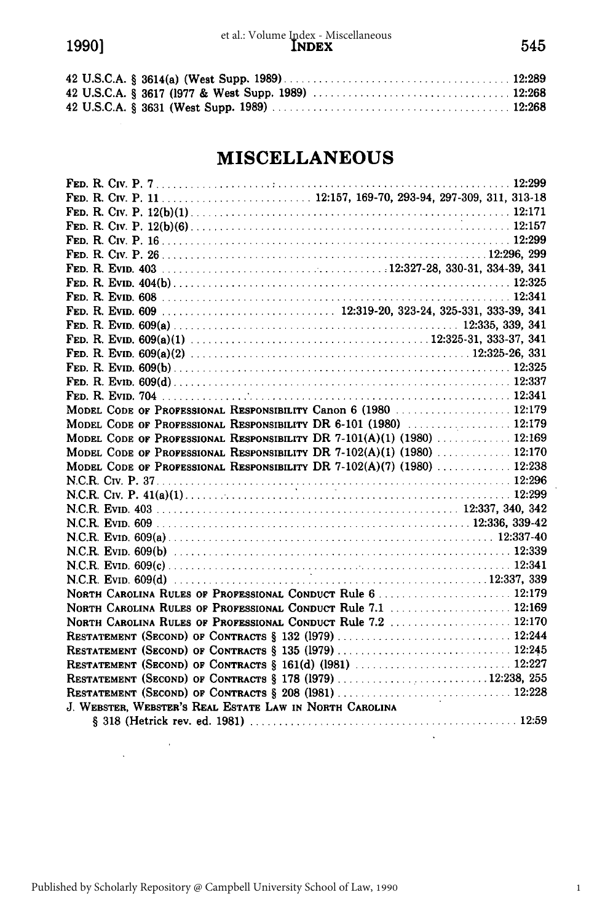42 U.S.C.A. § 3614(a) (West Supp. 1989) ........................................ 12:289
42 U.S.C.A. § 3617 (1977 & West Supp. 1989) ................................. 12:268
42 U.S.C.A. § 3631 (West Supp. 1989) ............................................ 12:268

## MISCELLANEOUS

FED. R. CIV. P. 7 .......................................................................... 12:299
FED. R. CIV. P. 11 .......................... 12:157, 169-70, 293-94, 297-309, 311, 313-18
FED. R. CIV. P. 12(b)(1) ................................................................ 12:171
FED. R. CIV. P. 12(b)(6) ................................................................ 12:157
FED. R. CIV. P. 16 ........................................................................ 12:299
FED. R. CIV. P. 26 ................................................................ 12:296, 299
FED. R. EVID. 403 ........................................ 12:327-28, 330-31, 334-39, 341
FED. R. EVID. 404(b) ..................................................................... 12:325
FED. R. EVID. 608 ......................................................................... 12:341
FED. R. EVID. 609 .............................. 12:319-20, 323-24, 325-331, 333-39, 341
FED. R. EVID. 609(a) ........................................................ 12:335, 339, 341
FED. R. EVID. 609(a)(1) ........................................... 12:325-31, 333-37, 341
FED. R. EVID. 609(a)(2) ................................................... 12:325-26, 331
FED. R. EVID. 609(b) ..................................................................... 12:325
FED. R. EVID. 609(d) ..................................................................... 12:337
FED. R. EVID. 704 ......................................................................... 12:341
MODEL CODE OF PROFESSIONAL RESPONSIBILITY Canon 6 (1980 .................... 12:179
MODEL CODE OF PROFESSIONAL RESPONSIBILITY DR 6-101 (1980) .................. 12:179
MODEL CODE OF PROFESSIONAL RESPONSIBILITY DR 7-101(A)(1) (1980) ............ 12:169
MODEL CODE OF PROFESSIONAL RESPONSIBILITY DR 7-102(A)(1) (1980) ............ 12:170
MODEL CODE OF PROFESSIONAL RESPONSIBILITY DR 7-102(A)(7) (1980) ............ 12:238
N.C.R. CIV. P. 37 .......................................................................... 12:296
N.C.R. CIV. P. 41(a)(1) ................................................................... 12:299
N.C.R. EVID. 403 ............................................................ 12:337, 340, 342
N.C.R. EVID. 609 ........................................................... 12:336, 339-42
N.C.R. EVID. 609(a) ..................................................................... 12:337-40
N.C.R. EVID. 609(b) ...................................................................... 12:339
N.C.R. EVID. 609(c) ...................................................................... 12:341
N.C.R. EVID. 609(d) ................................................................ 12:337, 339
NORTH CAROLINA RULES OF PROFESSIONAL CONDUCT Rule 6 ........................ 12:179
NORTH CAROLINA RULES OF PROFESSIONAL CONDUCT Rule 7.1 ...................... 12:169
NORTH CAROLINA RULES OF PROFESSIONAL CONDUCT Rule 7.2 ...................... 12:170
RESTATEMENT (SECOND) OF CONTRACTS § 132 (1979) ................................ 12:244
RESTATEMENT (SECOND) OF CONTRACTS § 135 (1979) ................................ 12:245
RESTATEMENT (SECOND) OF CONTRACTS § 161(d) (1981) ............................ 12:227
RESTATEMENT (SECOND) OF CONTRACTS § 178 (1979) ........................... 12:238, 255
RESTATEMENT (SECOND) OF CONTRACTS § 208 (1981) ................................ 12:228
J. WEBSTER, WEBSTER'S REAL ESTATE LAW IN NORTH CAROLINA
§ 318 (Hetrick rev. ed. 1981) ............................................................ 12:59